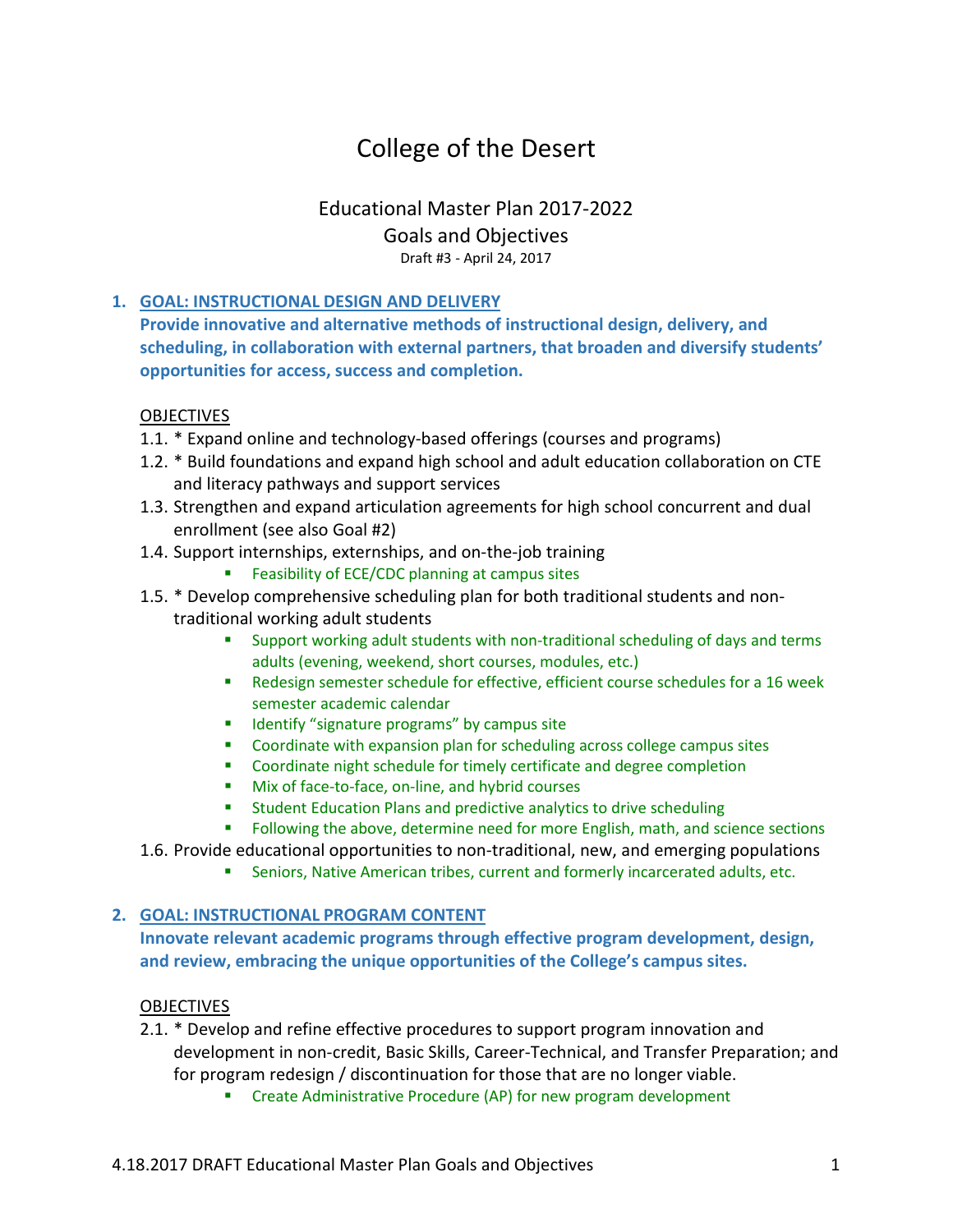# College of the Desert

## Educational Master Plan 2017-2022
## Goals and Objectives

Draft #3 - April 24, 2017

1. **GOAL: INSTRUCTIONAL DESIGN AND DELIVERY**

   **Provide innovative and alternative methods of instructional design, delivery, and scheduling, in collaboration with external partners, that broaden and diversify students' opportunities for access, success and completion.**

   OBJECTIVES

   1.1. * Expand online and technology-based offerings (courses and programs)

   1.2. * Build foundations and expand high school and adult education collaboration on CTE and literacy pathways and support services

   1.3. Strengthen and expand articulation agreements for high school concurrent and dual enrollment (see also Goal #2)

   1.4. Support internships, externships, and on-the-job training
   - Feasibility of ECE/CDC planning at campus sites

   1.5. * Develop comprehensive scheduling plan for both traditional students and non-traditional working adult students
   - Support working adult students with non-traditional scheduling of days and terms adults (evening, weekend, short courses, modules, etc.)
   - Redesign semester schedule for effective, efficient course schedules for a 16 week semester academic calendar
   - Identify "signature programs" by campus site
   - Coordinate with expansion plan for scheduling across college campus sites
   - Coordinate night schedule for timely certificate and degree completion
   - Mix of face-to-face, on-line, and hybrid courses
   - Student Education Plans and predictive analytics to drive scheduling
   - Following the above, determine need for more English, math, and science sections

   1.6. Provide educational opportunities to non-traditional, new, and emerging populations
   - Seniors, Native American tribes, current and formerly incarcerated adults, etc.

2. **GOAL: INSTRUCTIONAL PROGRAM CONTENT**

   **Innovate relevant academic programs through effective program development, design, and review, embracing the unique opportunities of the College's campus sites.**

   OBJECTIVES

   2.1. * Develop and refine effective procedures to support program innovation and development in non-credit, Basic Skills, Career-Technical, and Transfer Preparation; and for program redesign / discontinuation for those that are no longer viable.
   - Create Administrative Procedure (AP) for new program development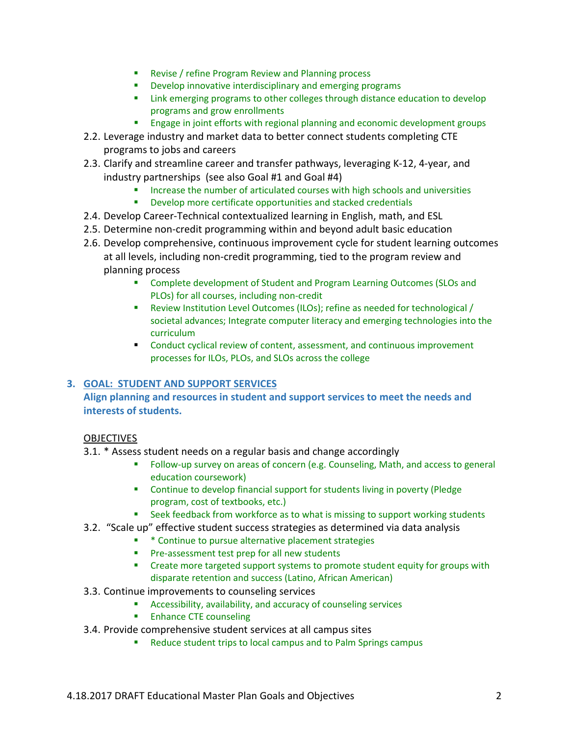- Revise / refine Program Review and Planning process
- Develop innovative interdisciplinary and emerging programs
- Link emerging programs to other colleges through distance education to develop programs and grow enrollments
- Engage in joint efforts with regional planning and economic development groups

2.2. Leverage industry and market data to better connect students completing CTE programs to jobs and careers

2.3. Clarify and streamline career and transfer pathways, leveraging K-12, 4-year, and industry partnerships (see also Goal #1 and Goal #4)

- Increase the number of articulated courses with high schools and universities
- Develop more certificate opportunities and stacked credentials

2.4. Develop Career-Technical contextualized learning in English, math, and ESL

2.5. Determine non-credit programming within and beyond adult basic education

2.6. Develop comprehensive, continuous improvement cycle for student learning outcomes at all levels, including non-credit programming, tied to the program review and planning process

- Complete development of Student and Program Learning Outcomes (SLOs and PLOs) for all courses, including non-credit
- Review Institution Level Outcomes (ILOs); refine as needed for technological / societal advances; Integrate computer literacy and emerging technologies into the curriculum
- Conduct cyclical review of content, assessment, and continuous improvement processes for ILOs, PLOs, and SLOs across the college

## 3. GOAL: STUDENT AND SUPPORT SERVICES

**Align planning and resources in student and support services to meet the needs and interests of students.**

OBJECTIVES

3.1. * Assess student needs on a regular basis and change accordingly

- Follow-up survey on areas of concern (e.g. Counseling, Math, and access to general education coursework)
- Continue to develop financial support for students living in poverty (Pledge program, cost of textbooks, etc.)
- Seek feedback from workforce as to what is missing to support working students

3.2. "Scale up" effective student success strategies as determined via data analysis

- * Continue to pursue alternative placement strategies
- Pre-assessment test prep for all new students
- Create more targeted support systems to promote student equity for groups with disparate retention and success (Latino, African American)

3.3. Continue improvements to counseling services

- Accessibility, availability, and accuracy of counseling services
- Enhance CTE counseling

3.4. Provide comprehensive student services at all campus sites

- Reduce student trips to local campus and to Palm Springs campus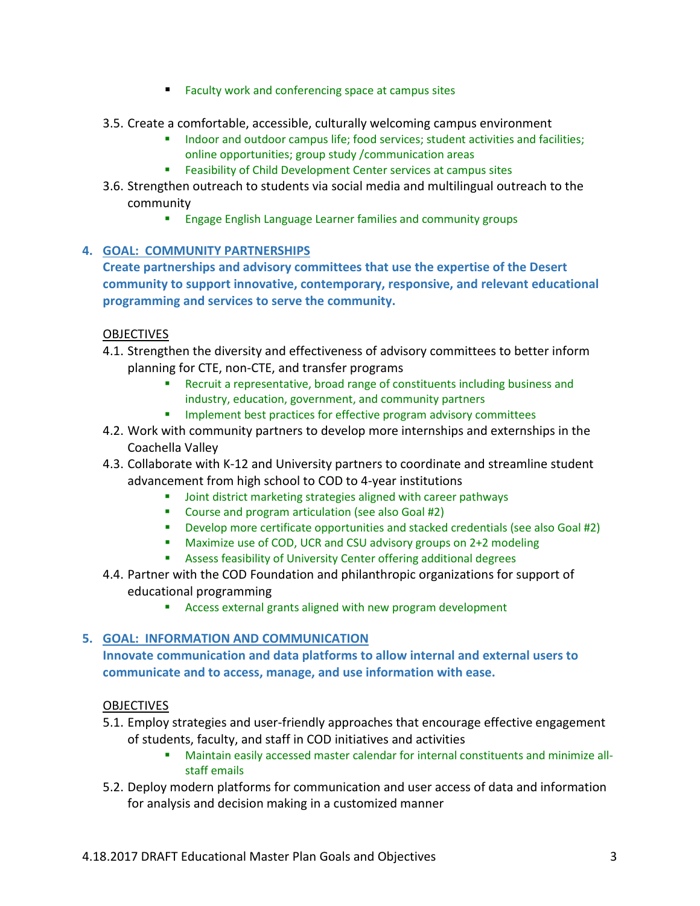- Faculty work and conferencing space at campus sites

3.5. Create a comfortable, accessible, culturally welcoming campus environment
   - Indoor and outdoor campus life; food services; student activities and facilities; online opportunities; group study /communication areas
   - Feasibility of Child Development Center services at campus sites

3.6. Strengthen outreach to students via social media and multilingual outreach to the community
   - Engage English Language Learner families and community groups

## 4. GOAL: COMMUNITY PARTNERSHIPS

**Create partnerships and advisory committees that use the expertise of the Desert community to support innovative, contemporary, responsive, and relevant educational programming and services to serve the community.**

OBJECTIVES

4.1. Strengthen the diversity and effectiveness of advisory committees to better inform planning for CTE, non-CTE, and transfer programs
   - Recruit a representative, broad range of constituents including business and industry, education, government, and community partners
   - Implement best practices for effective program advisory committees

4.2. Work with community partners to develop more internships and externships in the Coachella Valley

4.3. Collaborate with K-12 and University partners to coordinate and streamline student advancement from high school to COD to 4-year institutions
   - Joint district marketing strategies aligned with career pathways
   - Course and program articulation (see also Goal #2)
   - Develop more certificate opportunities and stacked credentials (see also Goal #2)
   - Maximize use of COD, UCR and CSU advisory groups on 2+2 modeling
   - Assess feasibility of University Center offering additional degrees

4.4. Partner with the COD Foundation and philanthropic organizations for support of educational programming
   - Access external grants aligned with new program development

## 5. GOAL: INFORMATION AND COMMUNICATION

**Innovate communication and data platforms to allow internal and external users to communicate and to access, manage, and use information with ease.**

OBJECTIVES

5.1. Employ strategies and user-friendly approaches that encourage effective engagement of students, faculty, and staff in COD initiatives and activities
   - Maintain easily accessed master calendar for internal constituents and minimize all-staff emails

5.2. Deploy modern platforms for communication and user access of data and information for analysis and decision making in a customized manner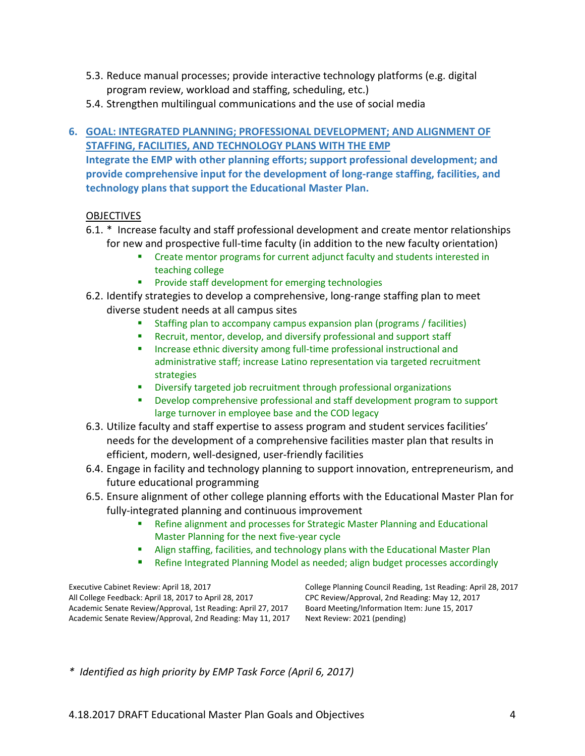5.3. Reduce manual processes; provide interactive technology platforms (e.g. digital program review, workload and staffing, scheduling, etc.)

5.4. Strengthen multilingual communications and the use of social media

## 6. GOAL: INTEGRATED PLANNING; PROFESSIONAL DEVELOPMENT; AND ALIGNMENT OF STAFFING, FACILITIES, AND TECHNOLOGY PLANS WITH THE EMP

**Integrate the EMP with other planning efforts; support professional development; and provide comprehensive input for the development of long-range staffing, facilities, and technology plans that support the Educational Master Plan.**

OBJECTIVES

6.1. * Increase faculty and staff professional development and create mentor relationships for new and prospective full-time faculty (in addition to the new faculty orientation)
- Create mentor programs for current adjunct faculty and students interested in teaching college
- Provide staff development for emerging technologies

6.2. Identify strategies to develop a comprehensive, long-range staffing plan to meet diverse student needs at all campus sites
- Staffing plan to accompany campus expansion plan (programs / facilities)
- Recruit, mentor, develop, and diversify professional and support staff
- Increase ethnic diversity among full-time professional instructional and administrative staff; increase Latino representation via targeted recruitment strategies
- Diversify targeted job recruitment through professional organizations
- Develop comprehensive professional and staff development program to support large turnover in employee base and the COD legacy

6.3. Utilize faculty and staff expertise to assess program and student services facilities' needs for the development of a comprehensive facilities master plan that results in efficient, modern, well-designed, user-friendly facilities

6.4. Engage in facility and technology planning to support innovation, entrepreneurism, and future educational programming

6.5. Ensure alignment of other college planning efforts with the Educational Master Plan for fully-integrated planning and continuous improvement
- Refine alignment and processes for Strategic Master Planning and Educational Master Planning for the next five-year cycle
- Align staffing, facilities, and technology plans with the Educational Master Plan
- Refine Integrated Planning Model as needed; align budget processes accordingly

Executive Cabinet Review: April 18, 2017
All College Feedback: April 18, 2017 to April 28, 2017
Academic Senate Review/Approval, 1st Reading: April 27, 2017
Academic Senate Review/Approval, 2nd Reading: May 11, 2017
College Planning Council Reading, 1st Reading: April 28, 2017
CPC Review/Approval, 2nd Reading: May 12, 2017
Board Meeting/Information Item: June 15, 2017
Next Review: 2021 (pending)

*\* Identified as high priority by EMP Task Force (April 6, 2017)*

4.18.2017 DRAFT Educational Master Plan Goals and Objectives